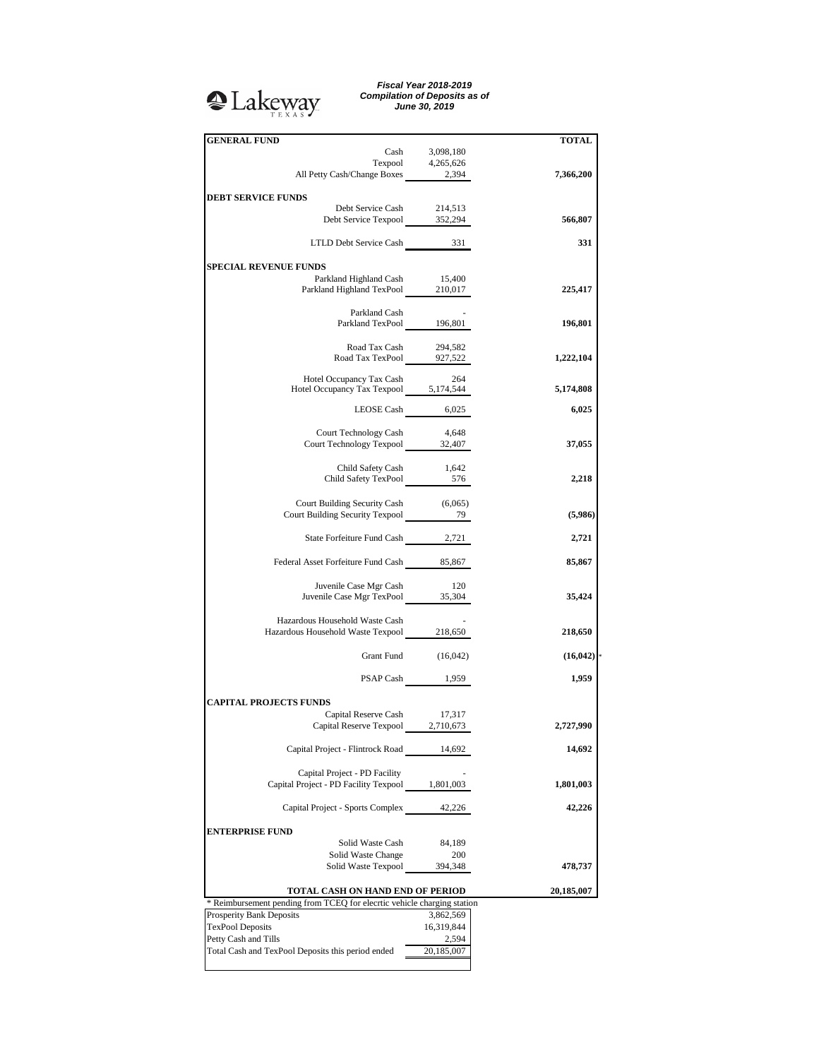Lakeway TEXAS

***Fiscal Year 2018-2019***
***Compilation of Deposits as of***
***June 30, 2019***

| | | TOTAL |
|---|---|---|
| **GENERAL FUND** | | |
| Cash | 3,098,180 | |
| Texpool | 4,265,626 | |
| All Petty Cash/Change Boxes | 2,394 | **7,366,200** |
| **DEBT SERVICE FUNDS** | | |
| Debt Service Cash | 214,513 | |
| Debt Service Texpool | 352,294 | **566,807** |
| LTLD Debt Service Cash | 331 | **331** |
| **SPECIAL REVENUE FUNDS** | | |
| Parkland Highland Cash | 15,400 | |
| Parkland Highland TexPool | 210,017 | **225,417** |
| Parkland Cash | - | |
| Parkland TexPool | 196,801 | **196,801** |
| Road Tax Cash | 294,582 | |
| Road Tax TexPool | 927,522 | **1,222,104** |
| Hotel Occupancy Tax Cash | 264 | |
| Hotel Occupancy Tax Texpool | 5,174,544 | **5,174,808** |
| LEOSE Cash | 6,025 | **6,025** |
| Court Technology Cash | 4,648 | |
| Court Technology Texpool | 32,407 | **37,055** |
| Child Safety Cash | 1,642 | |
| Child Safety TexPool | 576 | **2,218** |
| Court Building Security Cash | (6,065) | |
| Court Building Security Texpool | 79 | **(5,986)** |
| State Forfeiture Fund Cash | 2,721 | **2,721** |
| Federal Asset Forfeiture Fund Cash | 85,867 | **85,867** |
| Juvenile Case Mgr Cash | 120 | |
| Juvenile Case Mgr TexPool | 35,304 | **35,424** |
| Hazardous Household Waste Cash | - | |
| Hazardous Household Waste Texpool | 218,650 | **218,650** |
| Grant Fund | (16,042) | **(16,042)** * |
| PSAP Cash | 1,959 | **1,959** |
| **CAPITAL PROJECTS FUNDS** | | |
| Capital Reserve Cash | 17,317 | |
| Capital Reserve Texpool | 2,710,673 | **2,727,990** |
| Capital Project - Flintrock Road | 14,692 | **14,692** |
| Capital Project - PD Facility | - | |
| Capital Project - PD Facility Texpool | 1,801,003 | **1,801,003** |
| Capital Project - Sports Complex | 42,226 | **42,226** |
| **ENTERPRISE FUND** | | |
| Solid Waste Cash | 84,189 | |
| Solid Waste Change | 200 | |
| Solid Waste Texpool | 394,348 | **478,737** |
| **TOTAL CASH ON HAND END OF PERIOD** | | **20,185,007** |

* Reimbursement pending from TCEQ for elecrtic vehicle charging station

| | |
|---|---|
| Prosperity Bank Deposits | 3,862,569 |
| TexPool Deposits | 16,319,844 |
| Petty Cash and Tills | 2,594 |
| Total Cash and TexPool Deposits this period ended | 20,185,007 |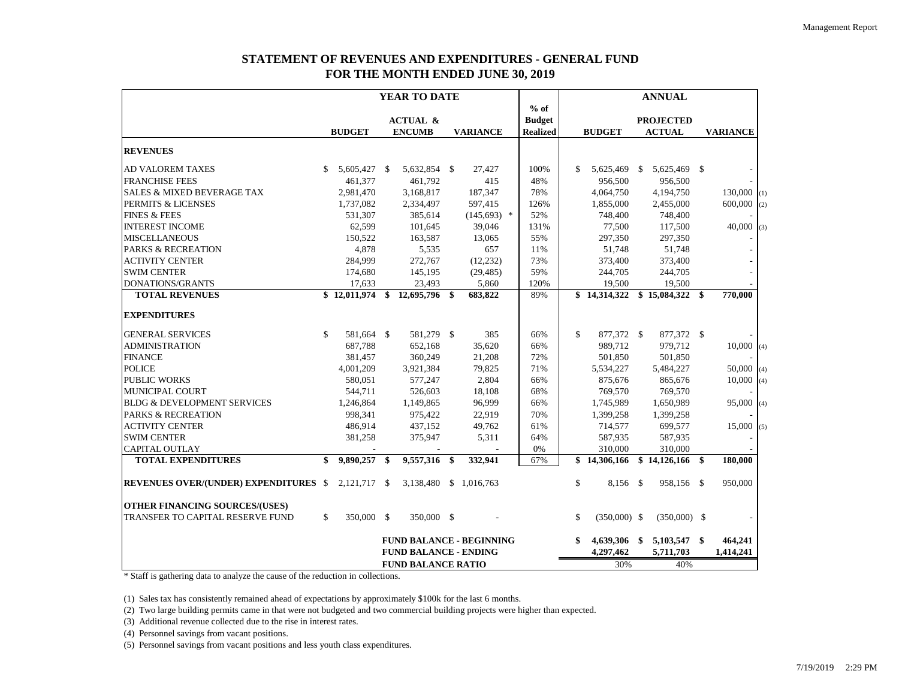# STATEMENT OF REVENUES AND EXPENDITURES - GENERAL FUND
## FOR THE MONTH ENDED JUNE 30, 2019

| | YEAR TO DATE | | | | ANNUAL | | | |
|---|---|---|---|---|---|---|---|---|
| | BUDGET | ACTUAL & ENCUMB | VARIANCE | % of Budget Realized | BUDGET | PROJECTED ACTUAL | VARIANCE | |
| **REVENUES** | | | | | | | | |
| AD VALOREM TAXES | $ 5,605,427 | $ 5,632,854 | $ 27,427 | 100% | $ 5,625,469 | $ 5,625,469 | $ - | |
| FRANCHISE FEES | 461,377 | 461,792 | 415 | 48% | 956,500 | 956,500 | - | |
| SALES & MIXED BEVERAGE TAX | 2,981,470 | 3,168,817 | 187,347 | 78% | 4,064,750 | 4,194,750 | 130,000 | (1) |
| PERMITS & LICENSES | 1,737,082 | 2,334,497 | 597,415 | 126% | 1,855,000 | 2,455,000 | 600,000 | (2) |
| FINES & FEES | 531,307 | 385,614 | (145,693) * | 52% | 748,400 | 748,400 | - | |
| INTEREST INCOME | 62,599 | 101,645 | 39,046 | 131% | 77,500 | 117,500 | 40,000 | (3) |
| MISCELLANEOUS | 150,522 | 163,587 | 13,065 | 55% | 297,350 | 297,350 | - | |
| PARKS & RECREATION | 4,878 | 5,535 | 657 | 11% | 51,748 | 51,748 | - | |
| ACTIVITY CENTER | 284,999 | 272,767 | (12,232) | 73% | 373,400 | 373,400 | - | |
| SWIM CENTER | 174,680 | 145,195 | (29,485) | 59% | 244,705 | 244,705 | - | |
| DONATIONS/GRANTS | 17,633 | 23,493 | 5,860 | 120% | 19,500 | 19,500 | - | |
| **TOTAL REVENUES** | **$ 12,011,974** | **$ 12,695,796** | **$ 683,822** | 89% | **$ 14,314,322** | **$ 15,084,322** | **$ 770,000** | |
| **EXPENDITURES** | | | | | | | | |
| GENERAL SERVICES | $ 581,664 | $ 581,279 | $ 385 | 66% | $ 877,372 | $ 877,372 | $ - | |
| ADMINISTRATION | 687,788 | 652,168 | 35,620 | 66% | 989,712 | 979,712 | 10,000 | (4) |
| FINANCE | 381,457 | 360,249 | 21,208 | 72% | 501,850 | 501,850 | - | |
| POLICE | 4,001,209 | 3,921,384 | 79,825 | 71% | 5,534,227 | 5,484,227 | 50,000 | (4) |
| PUBLIC WORKS | 580,051 | 577,247 | 2,804 | 66% | 875,676 | 865,676 | 10,000 | (4) |
| MUNICIPAL COURT | 544,711 | 526,603 | 18,108 | 68% | 769,570 | 769,570 | - | |
| BLDG & DEVELOPMENT SERVICES | 1,246,864 | 1,149,865 | 96,999 | 66% | 1,745,989 | 1,650,989 | 95,000 | (4) |
| PARKS & RECREATION | 998,341 | 975,422 | 22,919 | 70% | 1,399,258 | 1,399,258 | - | |
| ACTIVITY CENTER | 486,914 | 437,152 | 49,762 | 61% | 714,577 | 699,577 | 15,000 | (5) |
| SWIM CENTER | 381,258 | 375,947 | 5,311 | 64% | 587,935 | 587,935 | - | |
| CAPITAL OUTLAY | - | - | - | 0% | 310,000 | 310,000 | - | |
| **TOTAL EXPENDITURES** | **$ 9,890,257** | **$ 9,557,316** | **$ 332,941** | 67% | **$ 14,306,166** | **$ 14,126,166** | **$ 180,000** | |
| **REVENUES OVER/(UNDER) EXPENDITURES** | $ 2,121,717 | $ 3,138,480 | $ 1,016,763 | | $ 8,156 | $ 958,156 | $ 950,000 | |
| **OTHER FINANCING SOURCES/(USES)** | | | | | | | | |
| TRANSFER TO CAPITAL RESERVE FUND | $ 350,000 | $ 350,000 | $ - | | $ (350,000) | $ (350,000) | $ - | |
| | | **FUND BALANCE - BEGINNING** | | | **$ 4,639,306** | **$ 5,103,547** | **$ 464,241** | |
| | | **FUND BALANCE - ENDING** | | | **4,297,462** | **5,711,703** | **1,414,241** | |
| | | **FUND BALANCE RATIO** | | | 30% | 40% | | |

* Staff is gathering data to analyze the cause of the reduction in collections.

(1) Sales tax has consistently remained ahead of expectations by approximately $100k for the last 6 months.

(2) Two large building permits came in that were not budgeted and two commercial building projects were higher than expected.

(3) Additional revenue collected due to the rise in interest rates.

(4) Personnel savings from vacant positions.

(5) Personnel savings from vacant positions and less youth class expenditures.